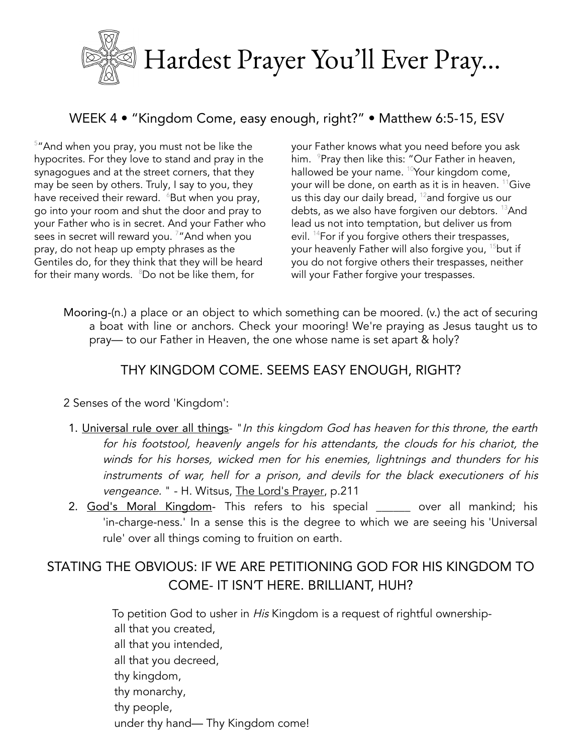# Hardest Prayer You'll Ever Pray...

## WEEK 4 • "Kingdom Come, easy enough, right?" • Matthew 6:5-15, ESV

[5]"And when you pray, you must not be like the hypocrites. For they love to stand and pray in the synagogues and at the street corners, that they may be seen by others. Truly, I say to you, they have received their reward. [6]But when you pray, go into your room and shut the door and pray to your Father who is in secret. And your Father who sees in secret will reward you. [7]"And when you pray, do not heap up empty phrases as the Gentiles do, for they think that they will be heard for their many words. [8]Do not be like them, for your Father knows what you need before you ask him. [9]Pray then like this: "Our Father in heaven, hallowed be your name. [10]Your kingdom come, your will be done, on earth as it is in heaven. [11]Give us this day our daily bread, [12]and forgive us our debts, as we also have forgiven our debtors. [13]And lead us not into temptation, but deliver us from evil. [14]For if you forgive others their trespasses, your heavenly Father will also forgive you, [15]but if you do not forgive others their trespasses, neither will your Father forgive your trespasses.

Mooring-(n.) a place or an object to which something can be moored. (v.) the act of securing a boat with line or anchors. Check your mooring! We're praying as Jesus taught us to pray— to our Father in Heaven, the one whose name is set apart & holy?

## THY KINGDOM COME. SEEMS EASY ENOUGH, RIGHT?

2 Senses of the word 'Kingdom':

1. Universal rule over all things- "*In this kingdom God has heaven for this throne, the earth for his footstool, heavenly angels for his attendants, the clouds for his chariot, the winds for his horses, wicked men for his enemies, lightnings and thunders for his instruments of war, hell for a prison, and devils for the black executioners of his vengeance.* " - H. Witsus, The Lord's Prayer, p.211
2. God's Moral Kingdom- This refers to his special ______ over all mankind; his 'in-charge-ness.' In a sense this is the degree to which we are seeing his 'Universal rule' over all things coming to fruition on earth.

## STATING THE OBVIOUS: IF WE ARE PETITIONING GOD FOR HIS KINGDOM TO COME- IT ISN'T HERE. BRILLIANT, HUH?

To petition God to usher in *His* Kingdom is a request of rightful ownership-
all that you created,
all that you intended,
all that you decreed,
thy kingdom,
thy monarchy,
thy people,
under thy hand— Thy Kingdom come!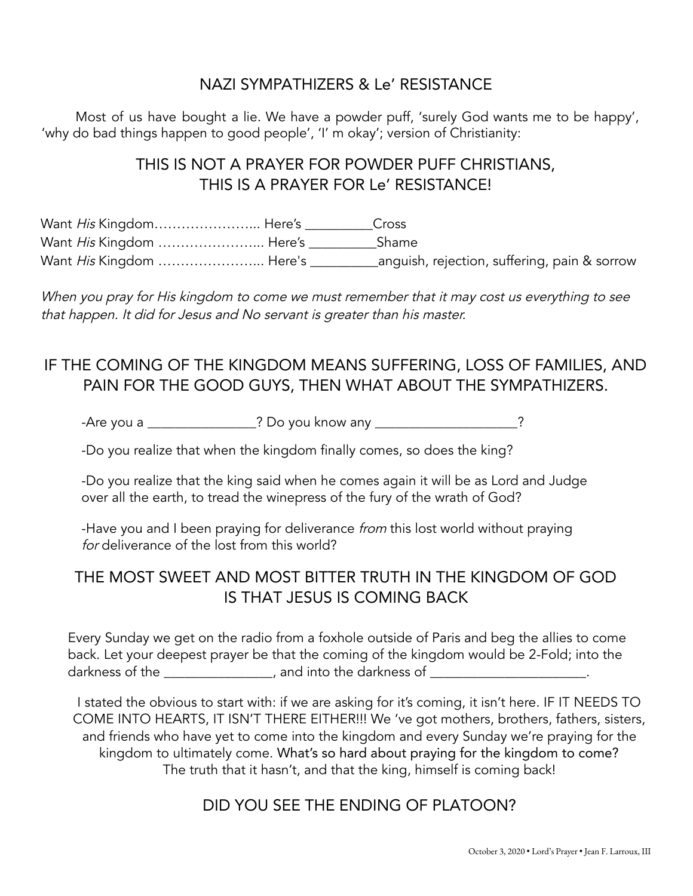## NAZI SYMPATHIZERS & Le' RESISTANCE

Most of us have bought a lie. We have a powder puff, 'surely God wants me to be happy', 'why do bad things happen to good people', 'I' m okay'; version of Christianity:

## THIS IS NOT A PRAYER FOR POWDER PUFF CHRISTIANS, THIS IS A PRAYER FOR Le' RESISTANCE!

Want *His* Kingdom………………….. Here's __________Cross
Want *His* Kingdom ………………….. Here's __________Shame
Want *His* Kingdom ………………….. Here's __________anguish, rejection, suffering, pain & sorrow

*When you pray for His kingdom to come we must remember that it may cost us everything to see that happen. It did for Jesus and No servant is greater than his master.*

## IF THE COMING OF THE KINGDOM MEANS SUFFERING, LOSS OF FAMILIES, AND PAIN FOR THE GOOD GUYS, THEN WHAT ABOUT THE SYMPATHIZERS.

-Are you a ________________? Do you know any _____________________?

-Do you realize that when the kingdom finally comes, so does the king?

-Do you realize that the king said when he comes again it will be as Lord and Judge over all the earth, to tread the winepress of the fury of the wrath of God?

-Have you and I been praying for deliverance *from* this lost world without praying *for* deliverance of the lost from this world?

## THE MOST SWEET AND MOST BITTER TRUTH IN THE KINGDOM OF GOD IS THAT JESUS IS COMING BACK

Every Sunday we get on the radio from a foxhole outside of Paris and beg the allies to come back. Let your deepest prayer be that the coming of the kingdom would be 2-Fold; into the darkness of the ________________, and into the darkness of _______________________.

I stated the obvious to start with: if we are asking for it's coming, it isn't here. IF IT NEEDS TO COME INTO HEARTS, IT ISN'T THERE EITHER!!! We 've got mothers, brothers, fathers, sisters, and friends who have yet to come into the kingdom and every Sunday we're praying for the kingdom to ultimately come. What's so hard about praying for the kingdom to come? The truth that it hasn't, and that the king, himself is coming back!

## DID YOU SEE THE ENDING OF PLATOON?

October 3, 2020 • Lord's Prayer • Jean F. Larroux, III